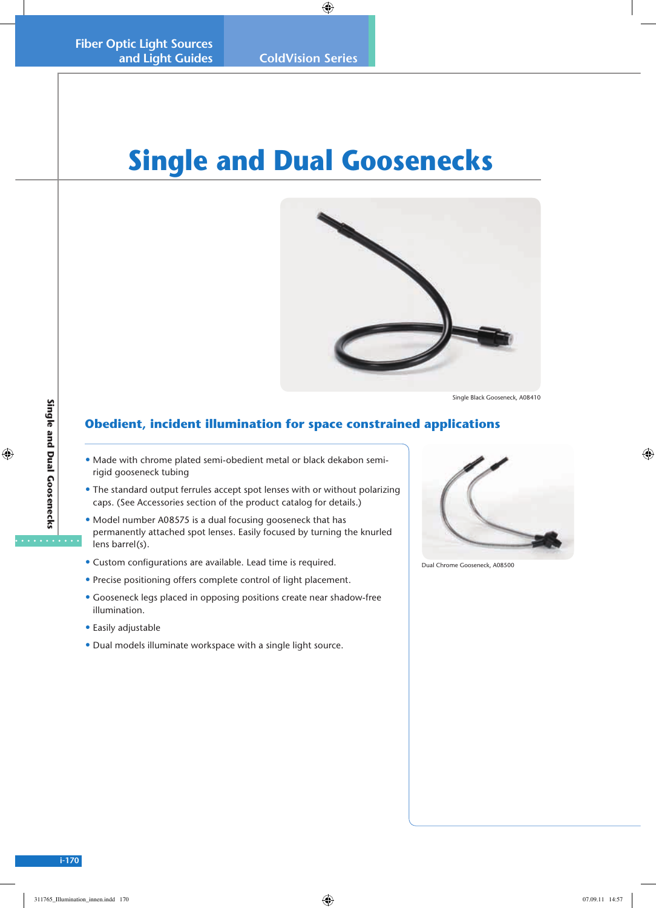# Single and Dual Goosenecks

Single Black Gooseneck, A08410

## Obedient, incident illumination for space constrained applications

- Made with chrome plated semi-obedient metal or black dekabon semi-rigid gooseneck tubing
- The standard output ferrules accept spot lenses with or without polarizing caps. (See Accessories section of the product catalog for details.)
- Model number A08575 is a dual focusing gooseneck that has permanently attached spot lenses. Easily focused by turning the knurled lens barrel(s).
- Custom configurations are available. Lead time is required.
- Precise positioning offers complete control of light placement.
- Gooseneck legs placed in opposing positions create near shadow-free illumination.
- Easily adjustable
- Dual models illuminate workspace with a single light source.

Dual Chrome Gooseneck, A08500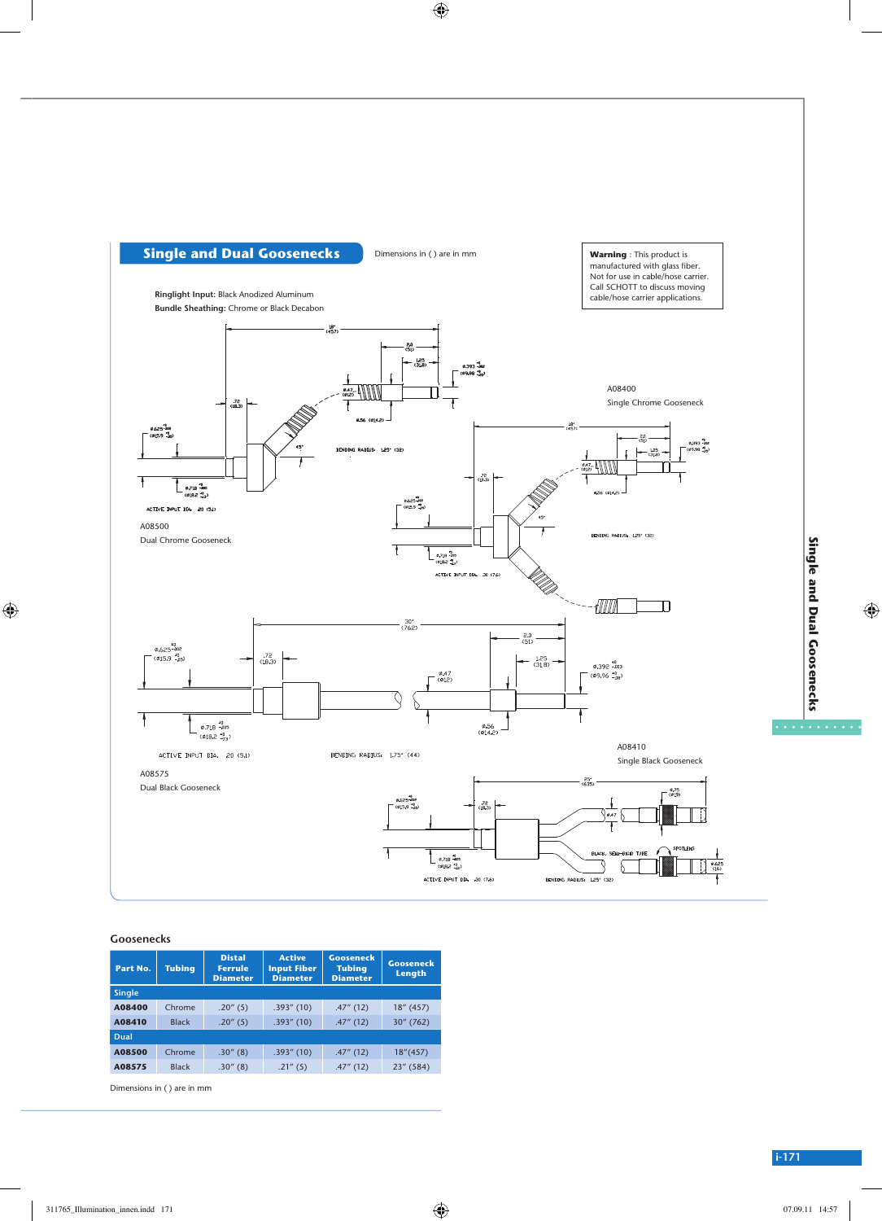## Single and Dual Goosenecks

Dimensions in ( ) are in mm

**Warning** : This product is manufactured with glass fiber. Not for use in cable/hose carrier. Call SCHOTT to discuss moving cable/hose carrier applications.

**Ringlight Input:** Black Anodized Aluminum
**Bundle Sheathing:** Chrome or Black Decabon

A08400
Single Chrome Gooseneck

A08500
Dual Chrome Gooseneck

A08410
Single Black Gooseneck

A08575
Dual Black Gooseneck

### Goosenecks

| Part No. | Tubing | Distal Ferrule Diameter | Active Input Fiber Diameter | Gooseneck Tubing Diameter | Gooseneck Length |
|---|---|---|---|---|---|
| **Single** | | | | | |
| **A08400** | Chrome | .20" (5) | .393" (10) | .47" (12) | 18" (457) |
| **A08410** | Black | .20" (5) | .393" (10) | .47" (12) | 30" (762) |
| **Dual** | | | | | |
| **A08500** | Chrome | .30" (8) | .393" (10) | .47" (12) | 18"(457) |
| **A08575** | Black | .30" (8) | .21" (5) | .47" (12) | 23" (584) |

Dimensions in ( ) are in mm